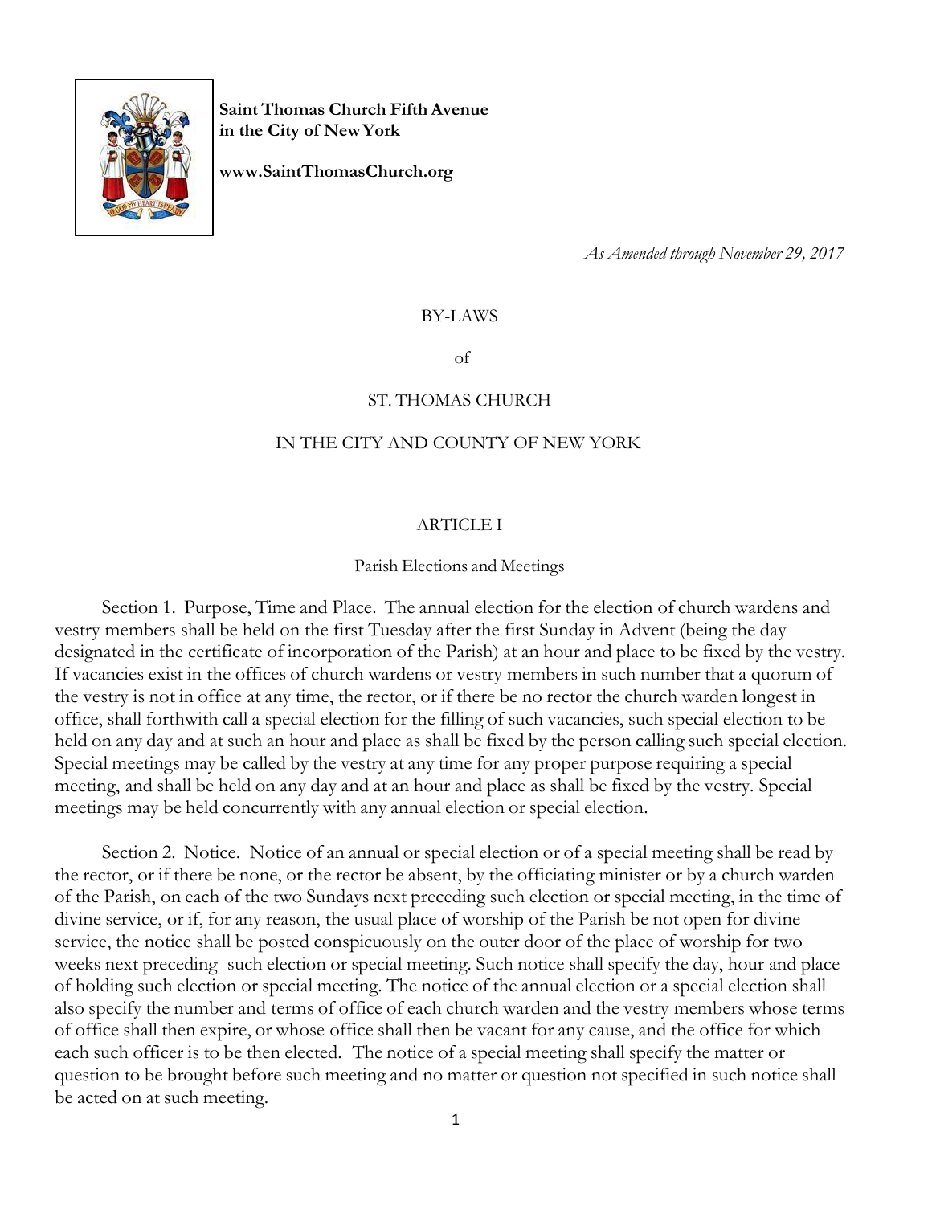**Saint Thomas Church Fifth Avenue in the City of New York**

**www.SaintThomasChurch.org**

*As Amended through November 29, 2017*

# BY-LAWS

of

ST. THOMAS CHURCH

IN THE CITY AND COUNTY OF NEW YORK

## ARTICLE I

### Parish Elections and Meetings

Section 1. Purpose, Time and Place. The annual election for the election of church wardens and vestry members shall be held on the first Tuesday after the first Sunday in Advent (being the day designated in the certificate of incorporation of the Parish) at an hour and place to be fixed by the vestry. If vacancies exist in the offices of church wardens or vestry members in such number that a quorum of the vestry is not in office at any time, the rector, or if there be no rector the church warden longest in office, shall forthwith call a special election for the filling of such vacancies, such special election to be held on any day and at such an hour and place as shall be fixed by the person calling such special election. Special meetings may be called by the vestry at any time for any proper purpose requiring a special meeting, and shall be held on any day and at an hour and place as shall be fixed by the vestry. Special meetings may be held concurrently with any annual election or special election.

Section 2. Notice. Notice of an annual or special election or of a special meeting shall be read by the rector, or if there be none, or the rector be absent, by the officiating minister or by a church warden of the Parish, on each of the two Sundays next preceding such election or special meeting, in the time of divine service, or if, for any reason, the usual place of worship of the Parish be not open for divine service, the notice shall be posted conspicuously on the outer door of the place of worship for two weeks next preceding such election or special meeting. Such notice shall specify the day, hour and place of holding such election or special meeting. The notice of the annual election or a special election shall also specify the number and terms of office of each church warden and the vestry members whose terms of office shall then expire, or whose office shall then be vacant for any cause, and the office for which each such officer is to be then elected. The notice of a special meeting shall specify the matter or question to be brought before such meeting and no matter or question not specified in such notice shall be acted on at such meeting.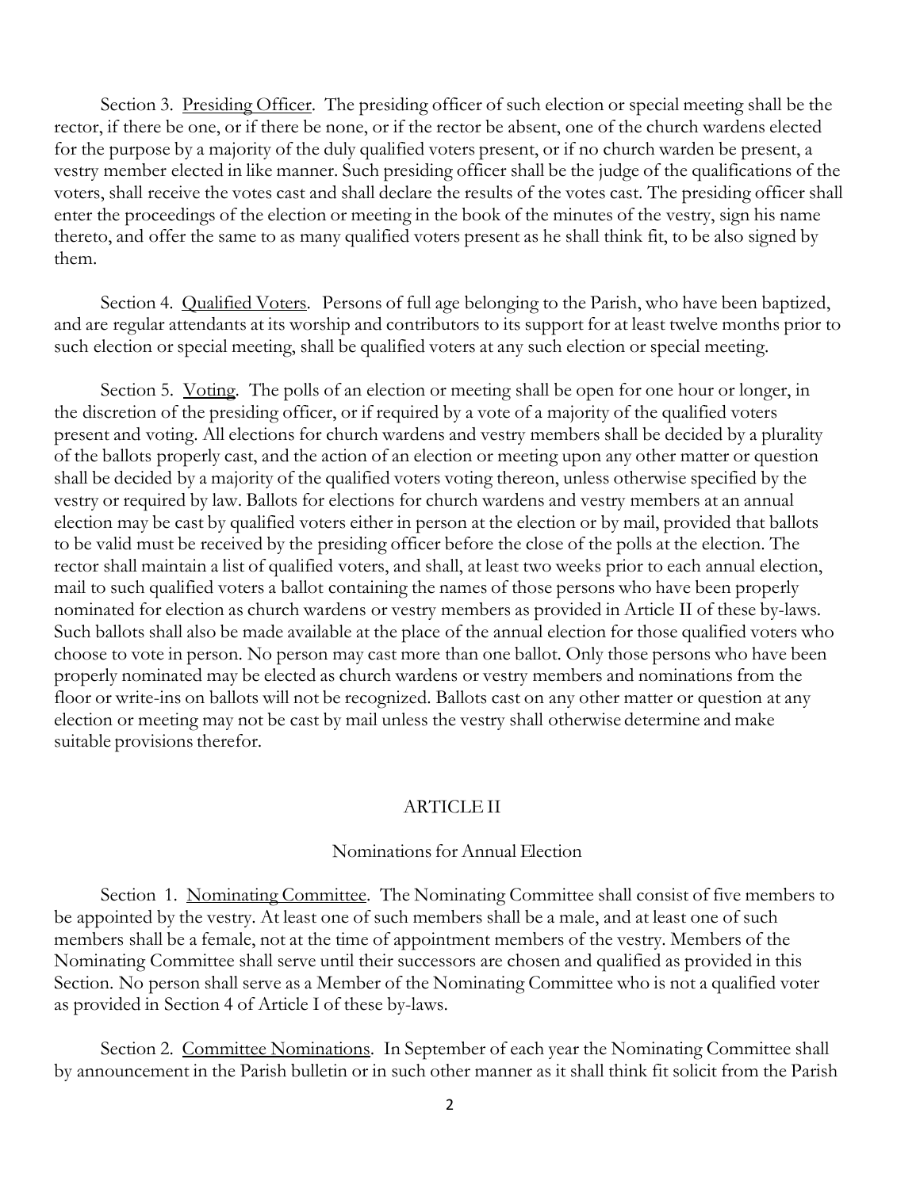Section 3. <u>Presiding Officer</u>. The presiding officer of such election or special meeting shall be the rector, if there be one, or if there be none, or if the rector be absent, one of the church wardens elected for the purpose by a majority of the duly qualified voters present, or if no church warden be present, a vestry member elected in like manner. Such presiding officer shall be the judge of the qualifications of the voters, shall receive the votes cast and shall declare the results of the votes cast. The presiding officer shall enter the proceedings of the election or meeting in the book of the minutes of the vestry, sign his name thereto, and offer the same to as many qualified voters present as he shall think fit, to be also signed by them.

Section 4. <u>Qualified Voters</u>. Persons of full age belonging to the Parish, who have been baptized, and are regular attendants at its worship and contributors to its support for at least twelve months prior to such election or special meeting, shall be qualified voters at any such election or special meeting.

Section 5. <u>Voting</u>. The polls of an election or meeting shall be open for one hour or longer, in the discretion of the presiding officer, or if required by a vote of a majority of the qualified voters present and voting. All elections for church wardens and vestry members shall be decided by a plurality of the ballots properly cast, and the action of an election or meeting upon any other matter or question shall be decided by a majority of the qualified voters voting thereon, unless otherwise specified by the vestry or required by law. Ballots for elections for church wardens and vestry members at an annual election may be cast by qualified voters either in person at the election or by mail, provided that ballots to be valid must be received by the presiding officer before the close of the polls at the election. The rector shall maintain a list of qualified voters, and shall, at least two weeks prior to each annual election, mail to such qualified voters a ballot containing the names of those persons who have been properly nominated for election as church wardens or vestry members as provided in Article II of these by-laws. Such ballots shall also be made available at the place of the annual election for those qualified voters who choose to vote in person. No person may cast more than one ballot. Only those persons who have been properly nominated may be elected as church wardens or vestry members and nominations from the floor or write-ins on ballots will not be recognized. Ballots cast on any other matter or question at any election or meeting may not be cast by mail unless the vestry shall otherwise determine and make suitable provisions therefor.

## ARTICLE II

### Nominations for Annual Election

Section 1. <u>Nominating Committee</u>. The Nominating Committee shall consist of five members to be appointed by the vestry. At least one of such members shall be a male, and at least one of such members shall be a female, not at the time of appointment members of the vestry. Members of the Nominating Committee shall serve until their successors are chosen and qualified as provided in this Section. No person shall serve as a Member of the Nominating Committee who is not a qualified voter as provided in Section 4 of Article I of these by-laws.

Section 2. <u>Committee Nominations</u>. In September of each year the Nominating Committee shall by announcement in the Parish bulletin or in such other manner as it shall think fit solicit from the Parish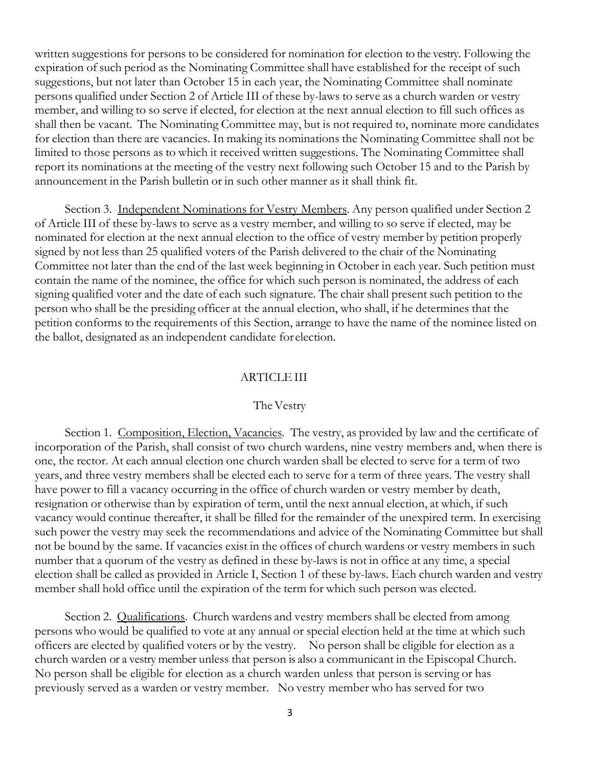written suggestions for persons to be considered for nomination for election to the vestry. Following the expiration of such period as the Nominating Committee shall have established for the receipt of such suggestions, but not later than October 15 in each year, the Nominating Committee shall nominate persons qualified under Section 2 of Article III of these by-laws to serve as a church warden or vestry member, and willing to so serve if elected, for election at the next annual election to fill such offices as shall then be vacant. The Nominating Committee may, but is not required to, nominate more candidates for election than there are vacancies. In making its nominations the Nominating Committee shall not be limited to those persons as to which it received written suggestions. The Nominating Committee shall report its nominations at the meeting of the vestry next following such October 15 and to the Parish by announcement in the Parish bulletin or in such other manner as it shall think fit.

Section 3. Independent Nominations for Vestry Members. Any person qualified under Section 2 of Article III of these by-laws to serve as a vestry member, and willing to so serve if elected, may be nominated for election at the next annual election to the office of vestry member by petition properly signed by not less than 25 qualified voters of the Parish delivered to the chair of the Nominating Committee not later than the end of the last week beginning in October in each year. Such petition must contain the name of the nominee, the office for which such person is nominated, the address of each signing qualified voter and the date of each such signature. The chair shall present such petition to the person who shall be the presiding officer at the annual election, who shall, if he determines that the petition conforms to the requirements of this Section, arrange to have the name of the nominee listed on the ballot, designated as an independent candidate for election.

## ARTICLE III

### The Vestry

Section 1. Composition, Election, Vacancies. The vestry, as provided by law and the certificate of incorporation of the Parish, shall consist of two church wardens, nine vestry members and, when there is one, the rector. At each annual election one church warden shall be elected to serve for a term of two years, and three vestry members shall be elected each to serve for a term of three years. The vestry shall have power to fill a vacancy occurring in the office of church warden or vestry member by death, resignation or otherwise than by expiration of term, until the next annual election, at which, if such vacancy would continue thereafter, it shall be filled for the remainder of the unexpired term. In exercising such power the vestry may seek the recommendations and advice of the Nominating Committee but shall not be bound by the same. If vacancies exist in the offices of church wardens or vestry members in such number that a quorum of the vestry as defined in these by-laws is not in office at any time, a special election shall be called as provided in Article I, Section 1 of these by-laws. Each church warden and vestry member shall hold office until the expiration of the term for which such person was elected.

Section 2. Qualifications. Church wardens and vestry members shall be elected from among persons who would be qualified to vote at any annual or special election held at the time at which such officers are elected by qualified voters or by the vestry. No person shall be eligible for election as a church warden or a vestry member unless that person is also a communicant in the Episcopal Church. No person shall be eligible for election as a church warden unless that person is serving or has previously served as a warden or vestry member. No vestry member who has served for two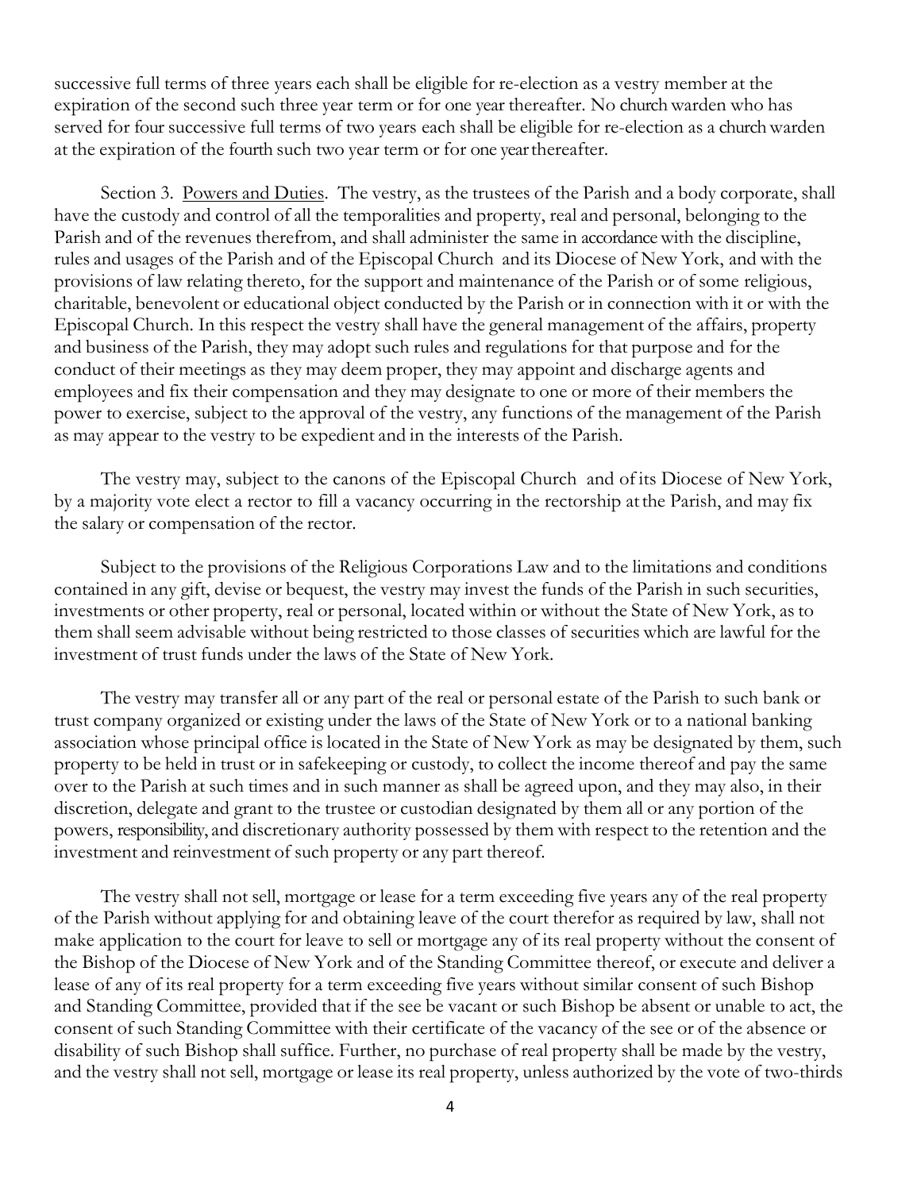successive full terms of three years each shall be eligible for re-election as a vestry member at the expiration of the second such three year term or for one year thereafter. No church warden who has served for four successive full terms of two years each shall be eligible for re-election as a church warden at the expiration of the fourth such two year term or for one year thereafter.

Section 3. Powers and Duties. The vestry, as the trustees of the Parish and a body corporate, shall have the custody and control of all the temporalities and property, real and personal, belonging to the Parish and of the revenues therefrom, and shall administer the same in accordance with the discipline, rules and usages of the Parish and of the Episcopal Church and its Diocese of New York, and with the provisions of law relating thereto, for the support and maintenance of the Parish or of some religious, charitable, benevolent or educational object conducted by the Parish or in connection with it or with the Episcopal Church. In this respect the vestry shall have the general management of the affairs, property and business of the Parish, they may adopt such rules and regulations for that purpose and for the conduct of their meetings as they may deem proper, they may appoint and discharge agents and employees and fix their compensation and they may designate to one or more of their members the power to exercise, subject to the approval of the vestry, any functions of the management of the Parish as may appear to the vestry to be expedient and in the interests of the Parish.

The vestry may, subject to the canons of the Episcopal Church and of its Diocese of New York, by a majority vote elect a rector to fill a vacancy occurring in the rectorship at the Parish, and may fix the salary or compensation of the rector.

Subject to the provisions of the Religious Corporations Law and to the limitations and conditions contained in any gift, devise or bequest, the vestry may invest the funds of the Parish in such securities, investments or other property, real or personal, located within or without the State of New York, as to them shall seem advisable without being restricted to those classes of securities which are lawful for the investment of trust funds under the laws of the State of New York.

The vestry may transfer all or any part of the real or personal estate of the Parish to such bank or trust company organized or existing under the laws of the State of New York or to a national banking association whose principal office is located in the State of New York as may be designated by them, such property to be held in trust or in safekeeping or custody, to collect the income thereof and pay the same over to the Parish at such times and in such manner as shall be agreed upon, and they may also, in their discretion, delegate and grant to the trustee or custodian designated by them all or any portion of the powers, responsibility, and discretionary authority possessed by them with respect to the retention and the investment and reinvestment of such property or any part thereof.

The vestry shall not sell, mortgage or lease for a term exceeding five years any of the real property of the Parish without applying for and obtaining leave of the court therefor as required by law, shall not make application to the court for leave to sell or mortgage any of its real property without the consent of the Bishop of the Diocese of New York and of the Standing Committee thereof, or execute and deliver a lease of any of its real property for a term exceeding five years without similar consent of such Bishop and Standing Committee, provided that if the see be vacant or such Bishop be absent or unable to act, the consent of such Standing Committee with their certificate of the vacancy of the see or of the absence or disability of such Bishop shall suffice. Further, no purchase of real property shall be made by the vestry, and the vestry shall not sell, mortgage or lease its real property, unless authorized by the vote of two-thirds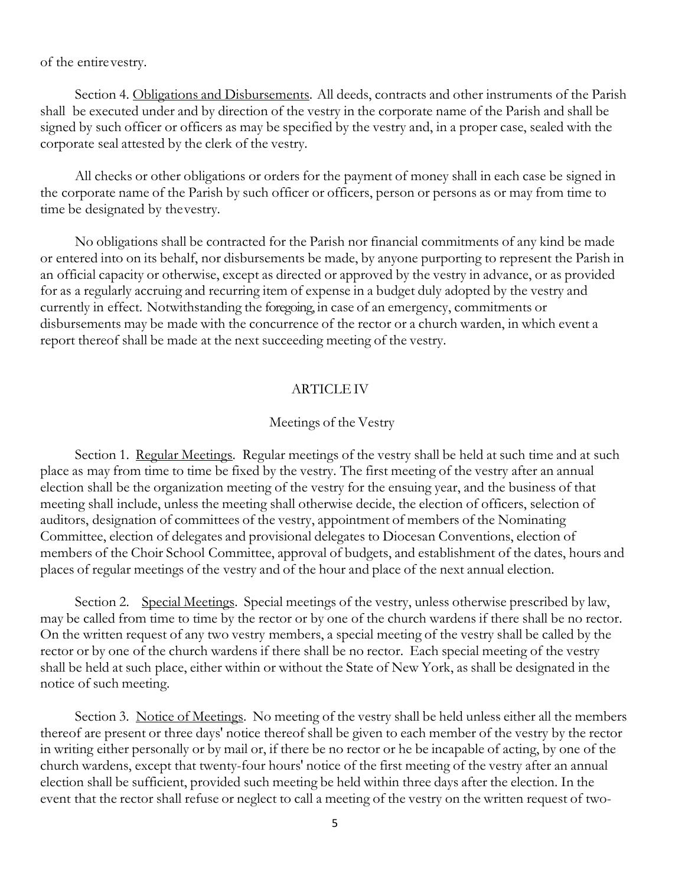of the entire vestry.

Section 4. <u>Obligations and Disbursements</u>. All deeds, contracts and other instruments of the Parish shall be executed under and by direction of the vestry in the corporate name of the Parish and shall be signed by such officer or officers as may be specified by the vestry and, in a proper case, sealed with the corporate seal attested by the clerk of the vestry.

All checks or other obligations or orders for the payment of money shall in each case be signed in the corporate name of the Parish by such officer or officers, person or persons as or may from time to time be designated by the vestry.

No obligations shall be contracted for the Parish nor financial commitments of any kind be made or entered into on its behalf, nor disbursements be made, by anyone purporting to represent the Parish in an official capacity or otherwise, except as directed or approved by the vestry in advance, or as provided for as a regularly accruing and recurring item of expense in a budget duly adopted by the vestry and currently in effect. Notwithstanding the foregoing, in case of an emergency, commitments or disbursements may be made with the concurrence of the rector or a church warden, in which event a report thereof shall be made at the next succeeding meeting of the vestry.

## ARTICLE IV

### Meetings of the Vestry

Section 1. <u>Regular Meetings</u>. Regular meetings of the vestry shall be held at such time and at such place as may from time to time be fixed by the vestry. The first meeting of the vestry after an annual election shall be the organization meeting of the vestry for the ensuing year, and the business of that meeting shall include, unless the meeting shall otherwise decide, the election of officers, selection of auditors, designation of committees of the vestry, appointment of members of the Nominating Committee, election of delegates and provisional delegates to Diocesan Conventions, election of members of the Choir School Committee, approval of budgets, and establishment of the dates, hours and places of regular meetings of the vestry and of the hour and place of the next annual election.

Section 2. <u>Special Meetings</u>. Special meetings of the vestry, unless otherwise prescribed by law, may be called from time to time by the rector or by one of the church wardens if there shall be no rector. On the written request of any two vestry members, a special meeting of the vestry shall be called by the rector or by one of the church wardens if there shall be no rector. Each special meeting of the vestry shall be held at such place, either within or without the State of New York, as shall be designated in the notice of such meeting.

Section 3. <u>Notice of Meetings</u>. No meeting of the vestry shall be held unless either all the members thereof are present or three days' notice thereof shall be given to each member of the vestry by the rector in writing either personally or by mail or, if there be no rector or he be incapable of acting, by one of the church wardens, except that twenty-four hours' notice of the first meeting of the vestry after an annual election shall be sufficient, provided such meeting be held within three days after the election. In the event that the rector shall refuse or neglect to call a meeting of the vestry on the written request of two-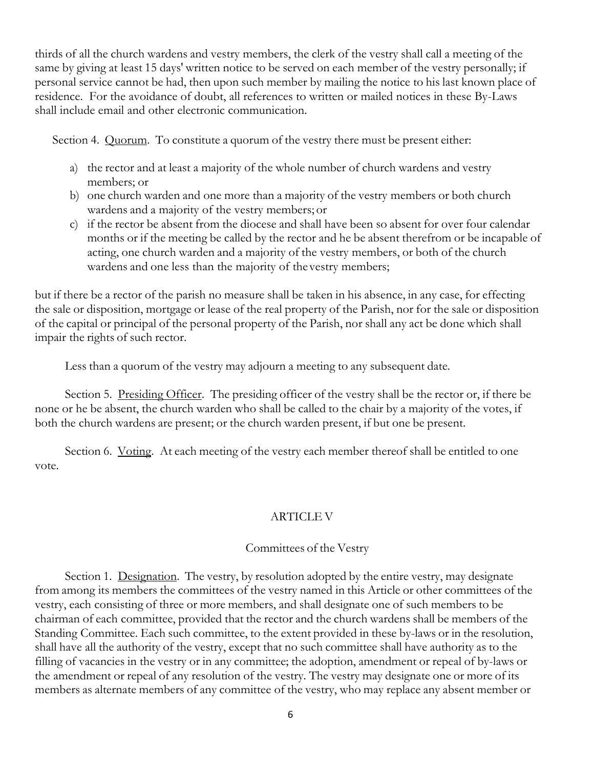thirds of all the church wardens and vestry members, the clerk of the vestry shall call a meeting of the same by giving at least 15 days' written notice to be served on each member of the vestry personally; if personal service cannot be had, then upon such member by mailing the notice to his last known place of residence. For the avoidance of doubt, all references to written or mailed notices in these By-Laws shall include email and other electronic communication.

Section 4. Quorum. To constitute a quorum of the vestry there must be present either:

a) the rector and at least a majority of the whole number of church wardens and vestry members; or
b) one church warden and one more than a majority of the vestry members or both church wardens and a majority of the vestry members; or
c) if the rector be absent from the diocese and shall have been so absent for over four calendar months or if the meeting be called by the rector and he be absent therefrom or be incapable of acting, one church warden and a majority of the vestry members, or both of the church wardens and one less than the majority of the vestry members;

but if there be a rector of the parish no measure shall be taken in his absence, in any case, for effecting the sale or disposition, mortgage or lease of the real property of the Parish, nor for the sale or disposition of the capital or principal of the personal property of the Parish, nor shall any act be done which shall impair the rights of such rector.

Less than a quorum of the vestry may adjourn a meeting to any subsequent date.

Section 5. Presiding Officer. The presiding officer of the vestry shall be the rector or, if there be none or he be absent, the church warden who shall be called to the chair by a majority of the votes, if both the church wardens are present; or the church warden present, if but one be present.

Section 6. Voting. At each meeting of the vestry each member thereof shall be entitled to one vote.

## ARTICLE V

### Committees of the Vestry

Section 1. Designation. The vestry, by resolution adopted by the entire vestry, may designate from among its members the committees of the vestry named in this Article or other committees of the vestry, each consisting of three or more members, and shall designate one of such members to be chairman of each committee, provided that the rector and the church wardens shall be members of the Standing Committee. Each such committee, to the extent provided in these by-laws or in the resolution, shall have all the authority of the vestry, except that no such committee shall have authority as to the filling of vacancies in the vestry or in any committee; the adoption, amendment or repeal of by-laws or the amendment or repeal of any resolution of the vestry. The vestry may designate one or more of its members as alternate members of any committee of the vestry, who may replace any absent member or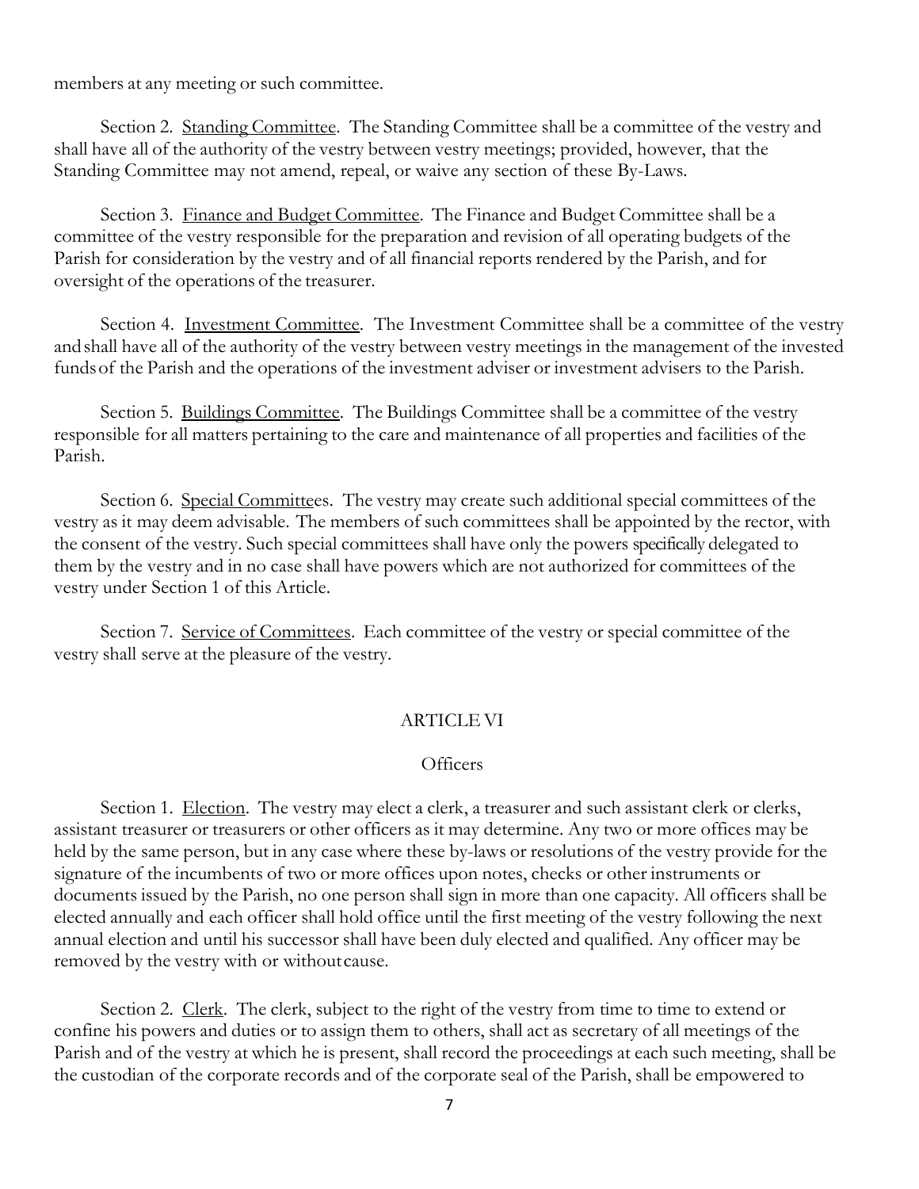members at any meeting or such committee.

Section 2. Standing Committee. The Standing Committee shall be a committee of the vestry and shall have all of the authority of the vestry between vestry meetings; provided, however, that the Standing Committee may not amend, repeal, or waive any section of these By-Laws.

Section 3. Finance and Budget Committee. The Finance and Budget Committee shall be a committee of the vestry responsible for the preparation and revision of all operating budgets of the Parish for consideration by the vestry and of all financial reports rendered by the Parish, and for oversight of the operations of the treasurer.

Section 4. Investment Committee. The Investment Committee shall be a committee of the vestry and shall have all of the authority of the vestry between vestry meetings in the management of the invested funds of the Parish and the operations of the investment adviser or investment advisers to the Parish.

Section 5. Buildings Committee. The Buildings Committee shall be a committee of the vestry responsible for all matters pertaining to the care and maintenance of all properties and facilities of the Parish.

Section 6. Special Committees. The vestry may create such additional special committees of the vestry as it may deem advisable. The members of such committees shall be appointed by the rector, with the consent of the vestry. Such special committees shall have only the powers specifically delegated to them by the vestry and in no case shall have powers which are not authorized for committees of the vestry under Section 1 of this Article.

Section 7. Service of Committees. Each committee of the vestry or special committee of the vestry shall serve at the pleasure of the vestry.

## ARTICLE VI

### Officers

Section 1. Election. The vestry may elect a clerk, a treasurer and such assistant clerk or clerks, assistant treasurer or treasurers or other officers as it may determine. Any two or more offices may be held by the same person, but in any case where these by-laws or resolutions of the vestry provide for the signature of the incumbents of two or more offices upon notes, checks or other instruments or documents issued by the Parish, no one person shall sign in more than one capacity. All officers shall be elected annually and each officer shall hold office until the first meeting of the vestry following the next annual election and until his successor shall have been duly elected and qualified. Any officer may be removed by the vestry with or without cause.

Section 2. Clerk. The clerk, subject to the right of the vestry from time to time to extend or confine his powers and duties or to assign them to others, shall act as secretary of all meetings of the Parish and of the vestry at which he is present, shall record the proceedings at each such meeting, shall be the custodian of the corporate records and of the corporate seal of the Parish, shall be empowered to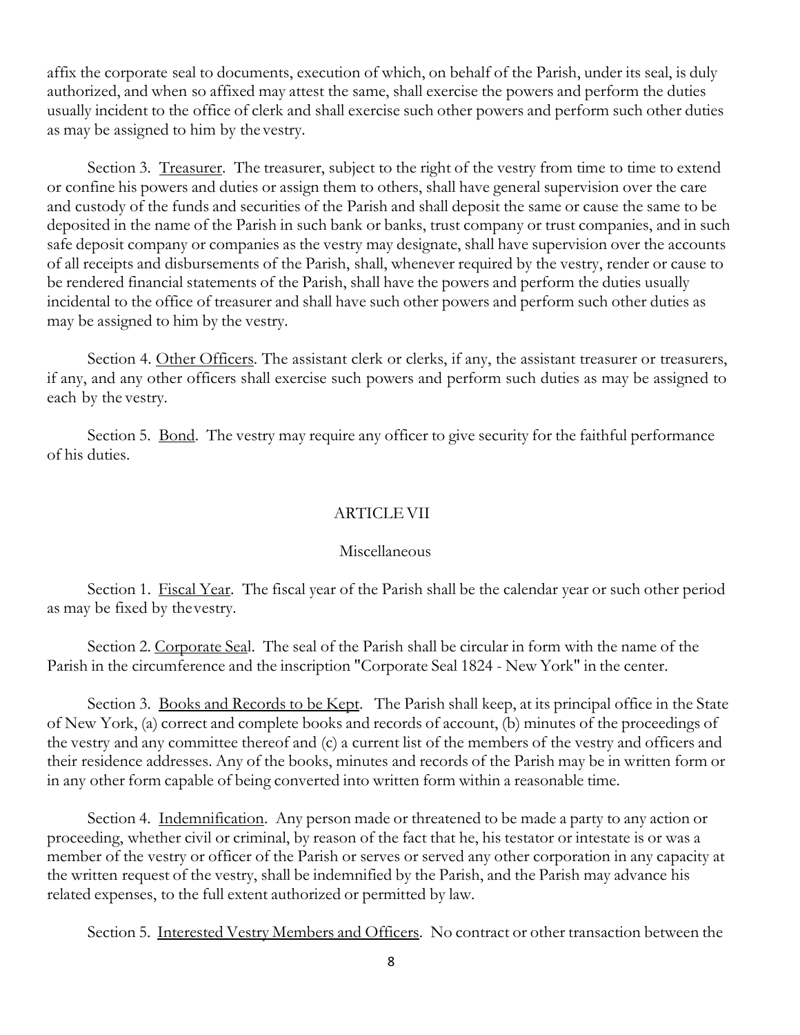affix the corporate seal to documents, execution of which, on behalf of the Parish, under its seal, is duly authorized, and when so affixed may attest the same, shall exercise the powers and perform the duties usually incident to the office of clerk and shall exercise such other powers and perform such other duties as may be assigned to him by the vestry.

Section 3. Treasurer. The treasurer, subject to the right of the vestry from time to time to extend or confine his powers and duties or assign them to others, shall have general supervision over the care and custody of the funds and securities of the Parish and shall deposit the same or cause the same to be deposited in the name of the Parish in such bank or banks, trust company or trust companies, and in such safe deposit company or companies as the vestry may designate, shall have supervision over the accounts of all receipts and disbursements of the Parish, shall, whenever required by the vestry, render or cause to be rendered financial statements of the Parish, shall have the powers and perform the duties usually incidental to the office of treasurer and shall have such other powers and perform such other duties as may be assigned to him by the vestry.

Section 4. Other Officers. The assistant clerk or clerks, if any, the assistant treasurer or treasurers, if any, and any other officers shall exercise such powers and perform such duties as may be assigned to each by the vestry.

Section 5. Bond. The vestry may require any officer to give security for the faithful performance of his duties.

## ARTICLE VII

### Miscellaneous

Section 1. Fiscal Year. The fiscal year of the Parish shall be the calendar year or such other period as may be fixed by the vestry.

Section 2. Corporate Seal. The seal of the Parish shall be circular in form with the name of the Parish in the circumference and the inscription "Corporate Seal 1824 - New York" in the center.

Section 3. Books and Records to be Kept. The Parish shall keep, at its principal office in the State of New York, (a) correct and complete books and records of account, (b) minutes of the proceedings of the vestry and any committee thereof and (c) a current list of the members of the vestry and officers and their residence addresses. Any of the books, minutes and records of the Parish may be in written form or in any other form capable of being converted into written form within a reasonable time.

Section 4. Indemnification. Any person made or threatened to be made a party to any action or proceeding, whether civil or criminal, by reason of the fact that he, his testator or intestate is or was a member of the vestry or officer of the Parish or serves or served any other corporation in any capacity at the written request of the vestry, shall be indemnified by the Parish, and the Parish may advance his related expenses, to the full extent authorized or permitted by law.

Section 5. Interested Vestry Members and Officers. No contract or other transaction between the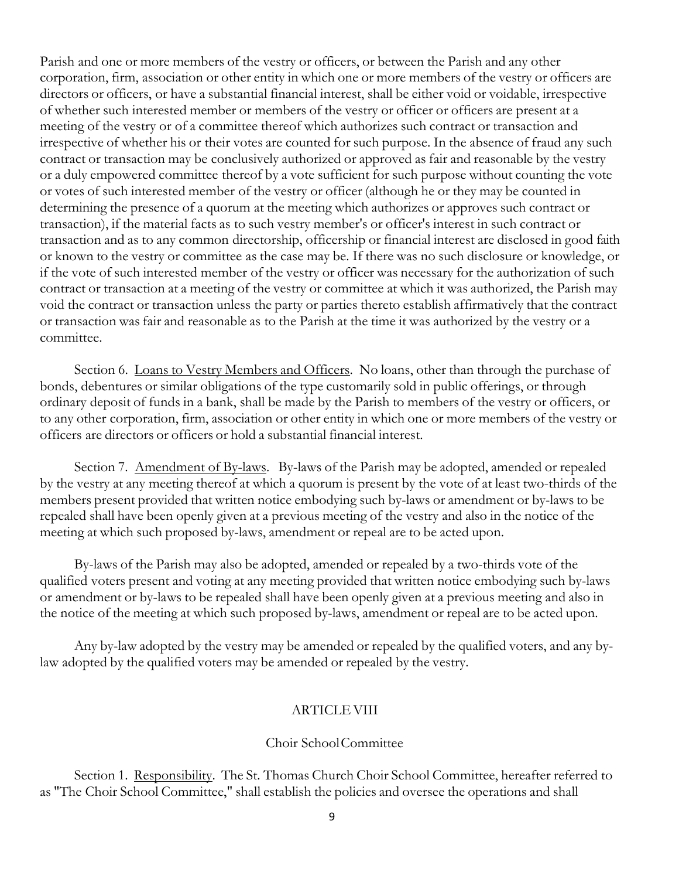Parish and one or more members of the vestry or officers, or between the Parish and any other corporation, firm, association or other entity in which one or more members of the vestry or officers are directors or officers, or have a substantial financial interest, shall be either void or voidable, irrespective of whether such interested member or members of the vestry or officer or officers are present at a meeting of the vestry or of a committee thereof which authorizes such contract or transaction and irrespective of whether his or their votes are counted for such purpose. In the absence of fraud any such contract or transaction may be conclusively authorized or approved as fair and reasonable by the vestry or a duly empowered committee thereof by a vote sufficient for such purpose without counting the vote or votes of such interested member of the vestry or officer (although he or they may be counted in determining the presence of a quorum at the meeting which authorizes or approves such contract or transaction), if the material facts as to such vestry member's or officer's interest in such contract or transaction and as to any common directorship, officership or financial interest are disclosed in good faith or known to the vestry or committee as the case may be. If there was no such disclosure or knowledge, or if the vote of such interested member of the vestry or officer was necessary for the authorization of such contract or transaction at a meeting of the vestry or committee at which it was authorized, the Parish may void the contract or transaction unless the party or parties thereto establish affirmatively that the contract or transaction was fair and reasonable as to the Parish at the time it was authorized by the vestry or a committee.

Section 6. Loans to Vestry Members and Officers. No loans, other than through the purchase of bonds, debentures or similar obligations of the type customarily sold in public offerings, or through ordinary deposit of funds in a bank, shall be made by the Parish to members of the vestry or officers, or to any other corporation, firm, association or other entity in which one or more members of the vestry or officers are directors or officers or hold a substantial financial interest.

Section 7. Amendment of By-laws. By-laws of the Parish may be adopted, amended or repealed by the vestry at any meeting thereof at which a quorum is present by the vote of at least two-thirds of the members present provided that written notice embodying such by-laws or amendment or by-laws to be repealed shall have been openly given at a previous meeting of the vestry and also in the notice of the meeting at which such proposed by-laws, amendment or repeal are to be acted upon.

By-laws of the Parish may also be adopted, amended or repealed by a two-thirds vote of the qualified voters present and voting at any meeting provided that written notice embodying such by-laws or amendment or by-laws to be repealed shall have been openly given at a previous meeting and also in the notice of the meeting at which such proposed by-laws, amendment or repeal are to be acted upon.

Any by-law adopted by the vestry may be amended or repealed by the qualified voters, and any by-law adopted by the qualified voters may be amended or repealed by the vestry.

## ARTICLE VIII

### Choir School Committee

Section 1. Responsibility. The St. Thomas Church Choir School Committee, hereafter referred to as "The Choir School Committee," shall establish the policies and oversee the operations and shall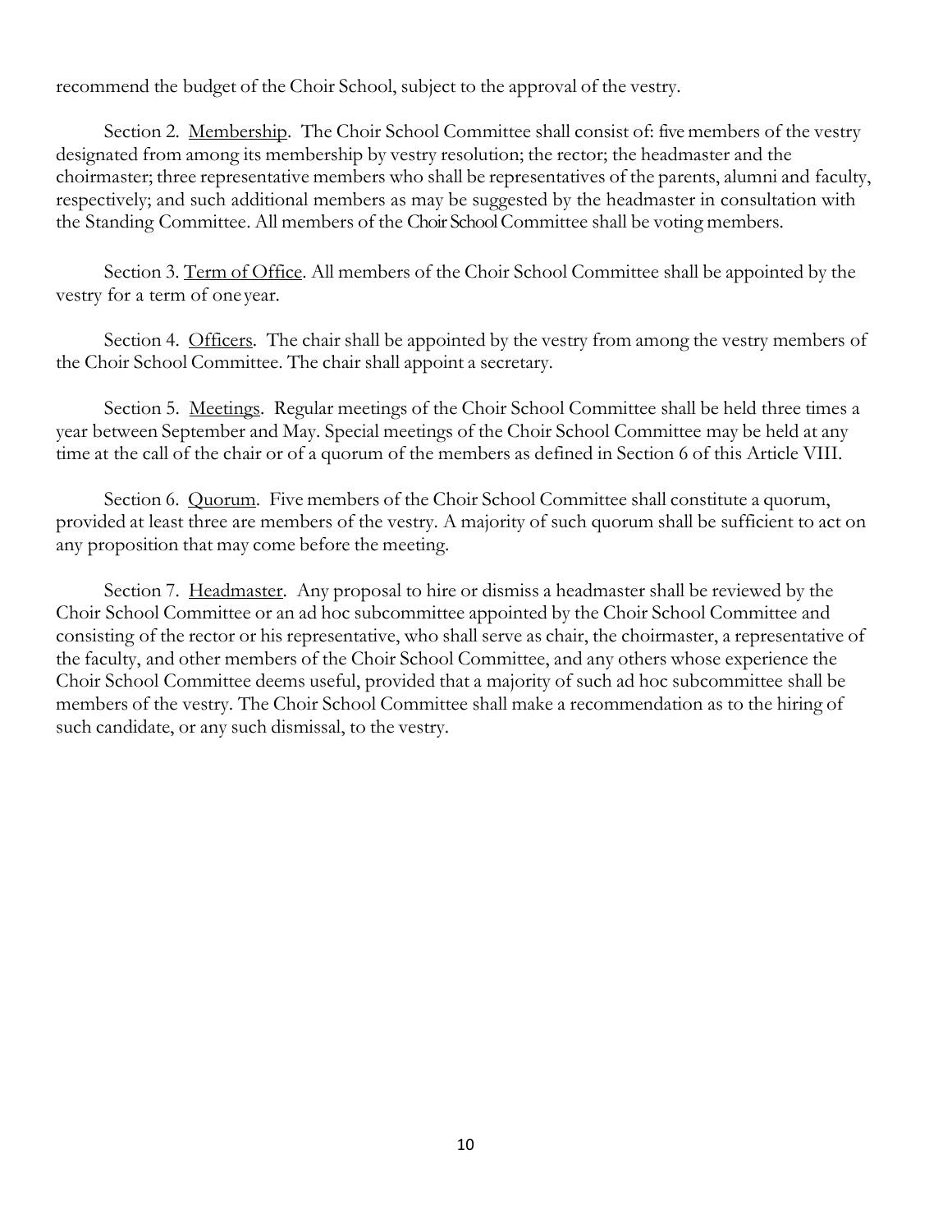recommend the budget of the Choir School, subject to the approval of the vestry.

Section 2. Membership. The Choir School Committee shall consist of: five members of the vestry designated from among its membership by vestry resolution; the rector; the headmaster and the choirmaster; three representative members who shall be representatives of the parents, alumni and faculty, respectively; and such additional members as may be suggested by the headmaster in consultation with the Standing Committee. All members of the Choir School Committee shall be voting members.

Section 3. Term of Office. All members of the Choir School Committee shall be appointed by the vestry for a term of one year.

Section 4. Officers. The chair shall be appointed by the vestry from among the vestry members of the Choir School Committee. The chair shall appoint a secretary.

Section 5. Meetings. Regular meetings of the Choir School Committee shall be held three times a year between September and May. Special meetings of the Choir School Committee may be held at any time at the call of the chair or of a quorum of the members as defined in Section 6 of this Article VIII.

Section 6. Quorum. Five members of the Choir School Committee shall constitute a quorum, provided at least three are members of the vestry. A majority of such quorum shall be sufficient to act on any proposition that may come before the meeting.

Section 7. Headmaster. Any proposal to hire or dismiss a headmaster shall be reviewed by the Choir School Committee or an ad hoc subcommittee appointed by the Choir School Committee and consisting of the rector or his representative, who shall serve as chair, the choirmaster, a representative of the faculty, and other members of the Choir School Committee, and any others whose experience the Choir School Committee deems useful, provided that a majority of such ad hoc subcommittee shall be members of the vestry. The Choir School Committee shall make a recommendation as to the hiring of such candidate, or any such dismissal, to the vestry.